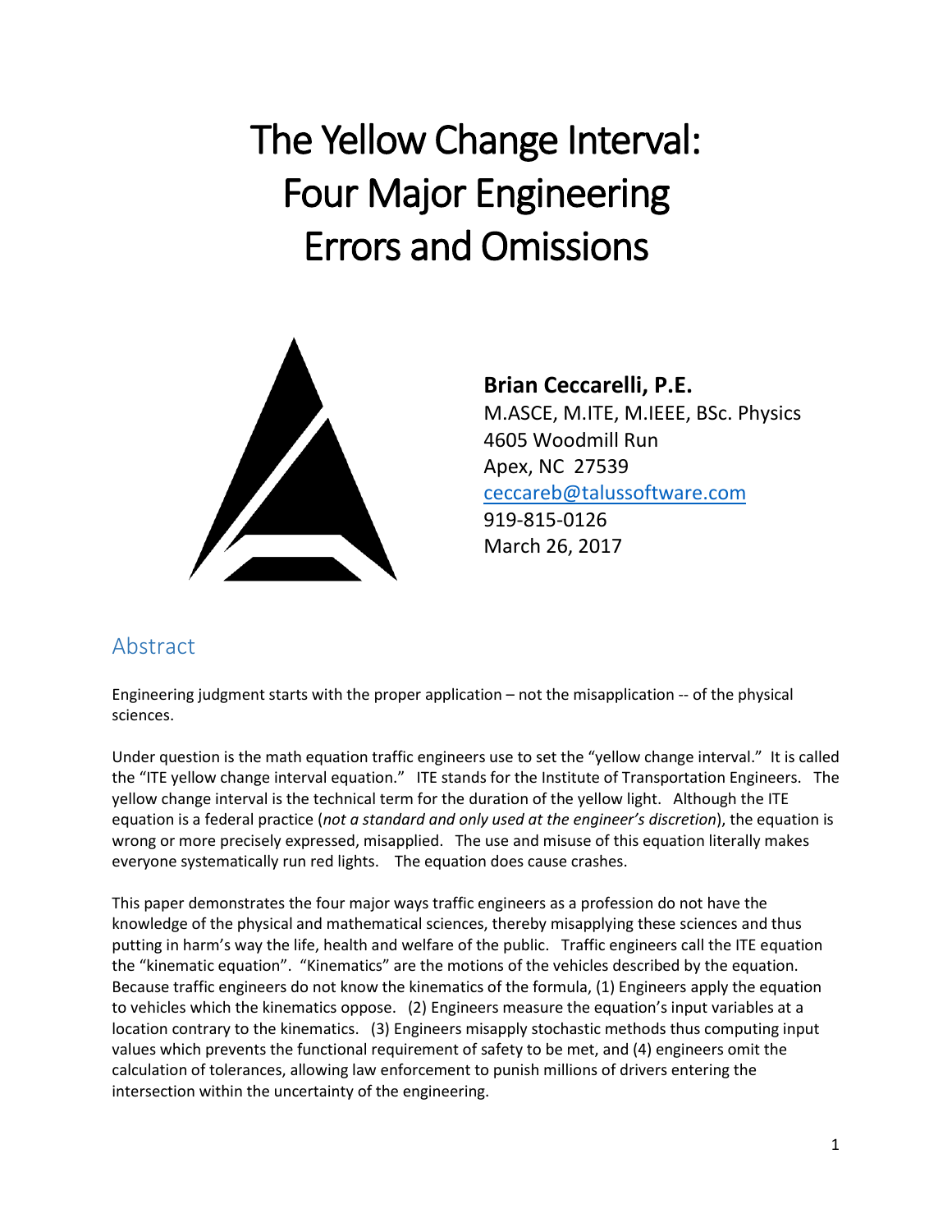# The Yellow Change Interval: Four Major Engineering Errors and Omissions

**Brian Ceccarelli, P.E.**
M.ASCE, M.ITE, M.IEEE, BSc. Physics
4605 Woodmill Run
Apex, NC 27539
ceccareb@talussoftware.com
919-815-0126
March 26, 2017

## Abstract

Engineering judgment starts with the proper application – not the misapplication -- of the physical sciences.

Under question is the math equation traffic engineers use to set the "yellow change interval." It is called the "ITE yellow change interval equation." ITE stands for the Institute of Transportation Engineers. The yellow change interval is the technical term for the duration of the yellow light. Although the ITE equation is a federal practice (*not a standard and only used at the engineer's discretion*), the equation is wrong or more precisely expressed, misapplied. The use and misuse of this equation literally makes everyone systematically run red lights. The equation does cause crashes.

This paper demonstrates the four major ways traffic engineers as a profession do not have the knowledge of the physical and mathematical sciences, thereby misapplying these sciences and thus putting in harm's way the life, health and welfare of the public. Traffic engineers call the ITE equation the "kinematic equation". "Kinematics" are the motions of the vehicles described by the equation. Because traffic engineers do not know the kinematics of the formula, (1) Engineers apply the equation to vehicles which the kinematics oppose. (2) Engineers measure the equation's input variables at a location contrary to the kinematics. (3) Engineers misapply stochastic methods thus computing input values which prevents the functional requirement of safety to be met, and (4) engineers omit the calculation of tolerances, allowing law enforcement to punish millions of drivers entering the intersection within the uncertainty of the engineering.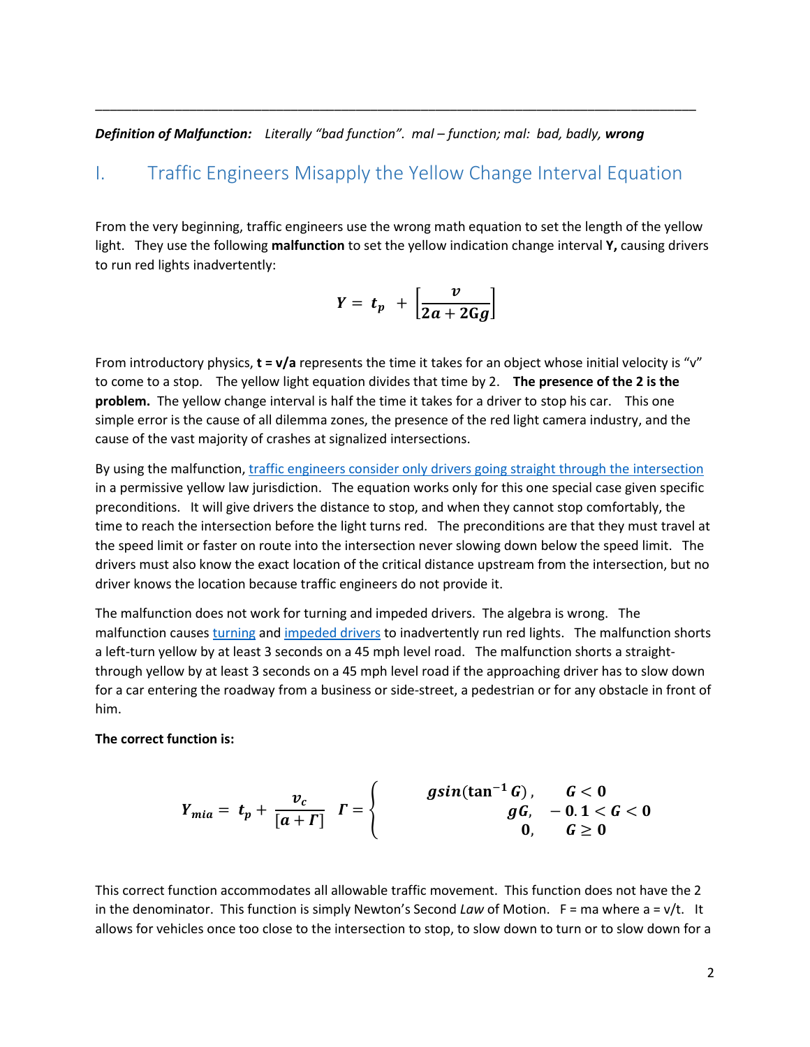---

***Definition of Malfunction:*** *Literally "bad function". mal – function; mal: bad, badly,* ***wrong***

# I. Traffic Engineers Misapply the Yellow Change Interval Equation

From the very beginning, traffic engineers use the wrong math equation to set the length of the yellow light. They use the following **malfunction** to set the yellow indication change interval **Y,** causing drivers to run red lights inadvertently:

$$Y = t_p + \left[\frac{v}{2a + 2Gg}\right]$$

From introductory physics, **t = v/a** represents the time it takes for an object whose initial velocity is "v" to come to a stop. The yellow light equation divides that time by 2. **The presence of the 2 is the problem.** The yellow change interval is half the time it takes for a driver to stop his car. This one simple error is the cause of all dilemma zones, the presence of the red light camera industry, and the cause of the vast majority of crashes at signalized intersections.

By using the malfunction, traffic engineers consider only drivers going straight through the intersection in a permissive yellow law jurisdiction. The equation works only for this one special case given specific preconditions. It will give drivers the distance to stop, and when they cannot stop comfortably, the time to reach the intersection before the light turns red. The preconditions are that they must travel at the speed limit or faster on route into the intersection never slowing down below the speed limit. The drivers must also know the exact location of the critical distance upstream from the intersection, but no driver knows the location because traffic engineers do not provide it.

The malfunction does not work for turning and impeded drivers. The algebra is wrong. The malfunction causes turning and impeded drivers to inadvertently run red lights. The malfunction shorts a left-turn yellow by at least 3 seconds on a 45 mph level road. The malfunction shorts a straight-through yellow by at least 3 seconds on a 45 mph level road if the approaching driver has to slow down for a car entering the roadway from a business or side-street, a pedestrian or for any obstacle in front of him.

**The correct function is:**

$$Y_{mia} = t_p + \frac{v_c}{[a + \Gamma]} \quad \Gamma = \begin{cases} g\sin(\tan^{-1} G), & G < 0 \\ gG, & -0.1 < G < 0 \\ 0, & G \geq 0 \end{cases}$$

This correct function accommodates all allowable traffic movement. This function does not have the 2 in the denominator. This function is simply Newton's Second *Law* of Motion. F = ma where a = v/t. It allows for vehicles once too close to the intersection to stop, to slow down to turn or to slow down for a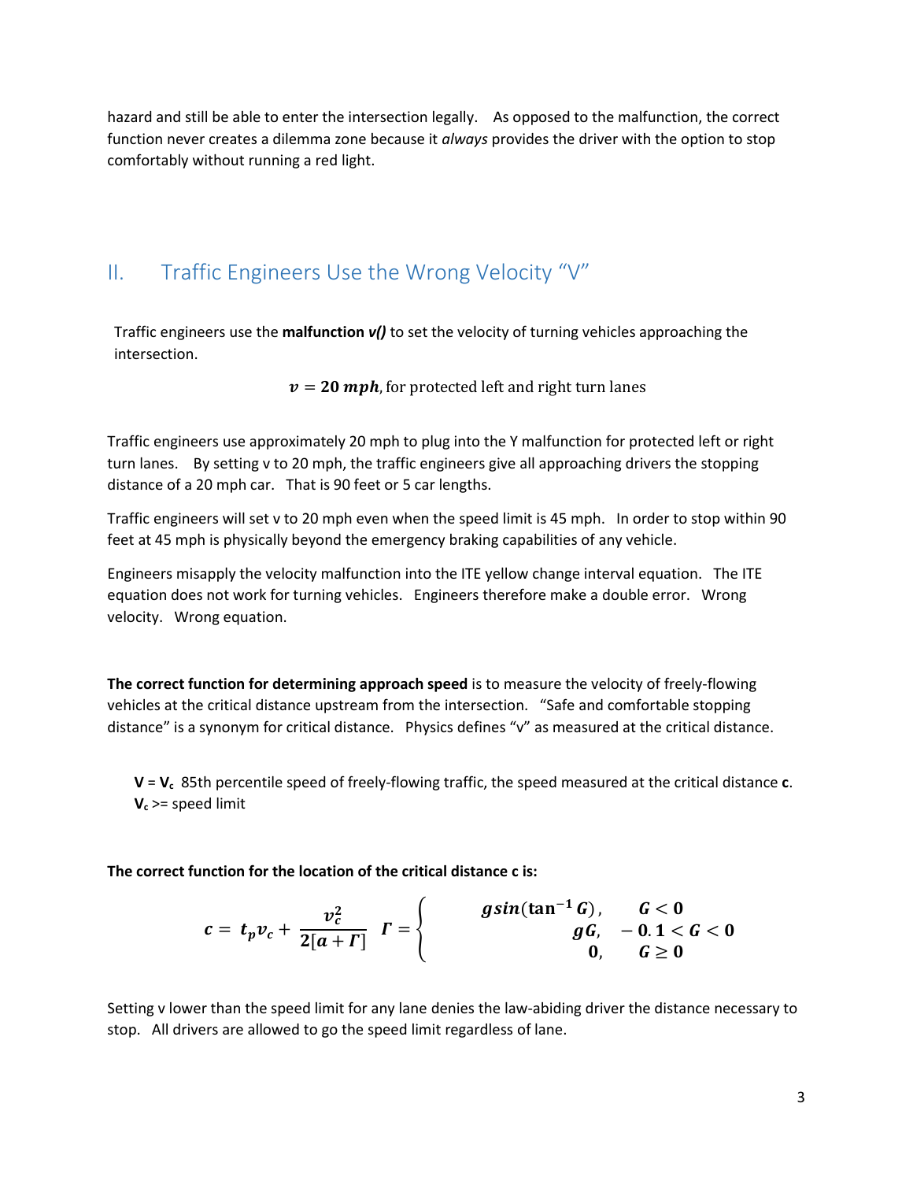hazard and still be able to enter the intersection legally. As opposed to the malfunction, the correct function never creates a dilemma zone because it *always* provides the driver with the option to stop comfortably without running a red light.

## II. Traffic Engineers Use the Wrong Velocity "V"

Traffic engineers use the **malfunction *v()*** to set the velocity of turning vehicles approaching the intersection.

$$\boldsymbol{v = 20\ mph}, \text{for protected left and right turn lanes}$$

Traffic engineers use approximately 20 mph to plug into the Y malfunction for protected left or right turn lanes. By setting v to 20 mph, the traffic engineers give all approaching drivers the stopping distance of a 20 mph car. That is 90 feet or 5 car lengths.

Traffic engineers will set v to 20 mph even when the speed limit is 45 mph. In order to stop within 90 feet at 45 mph is physically beyond the emergency braking capabilities of any vehicle.

Engineers misapply the velocity malfunction into the ITE yellow change interval equation. The ITE equation does not work for turning vehicles. Engineers therefore make a double error. Wrong velocity. Wrong equation.

**The correct function for determining approach speed** is to measure the velocity of freely-flowing vehicles at the critical distance upstream from the intersection. "Safe and comfortable stopping distance" is a synonym for critical distance. Physics defines "v" as measured at the critical distance.

**V** = **$V_c$** 85th percentile speed of freely-flowing traffic, the speed measured at the critical distance **c**.
**$V_c$** >= speed limit

**The correct function for the location of the critical distance c is:**

$$c = t_p v_c + \frac{v_c^2}{2[a + \Gamma]} \quad \Gamma = \begin{cases} g\sin(\tan^{-1} G), & G < 0 \\ gG, & -0.1 < G < 0 \\ 0, & G \geq 0 \end{cases}$$

Setting v lower than the speed limit for any lane denies the law-abiding driver the distance necessary to stop. All drivers are allowed to go the speed limit regardless of lane.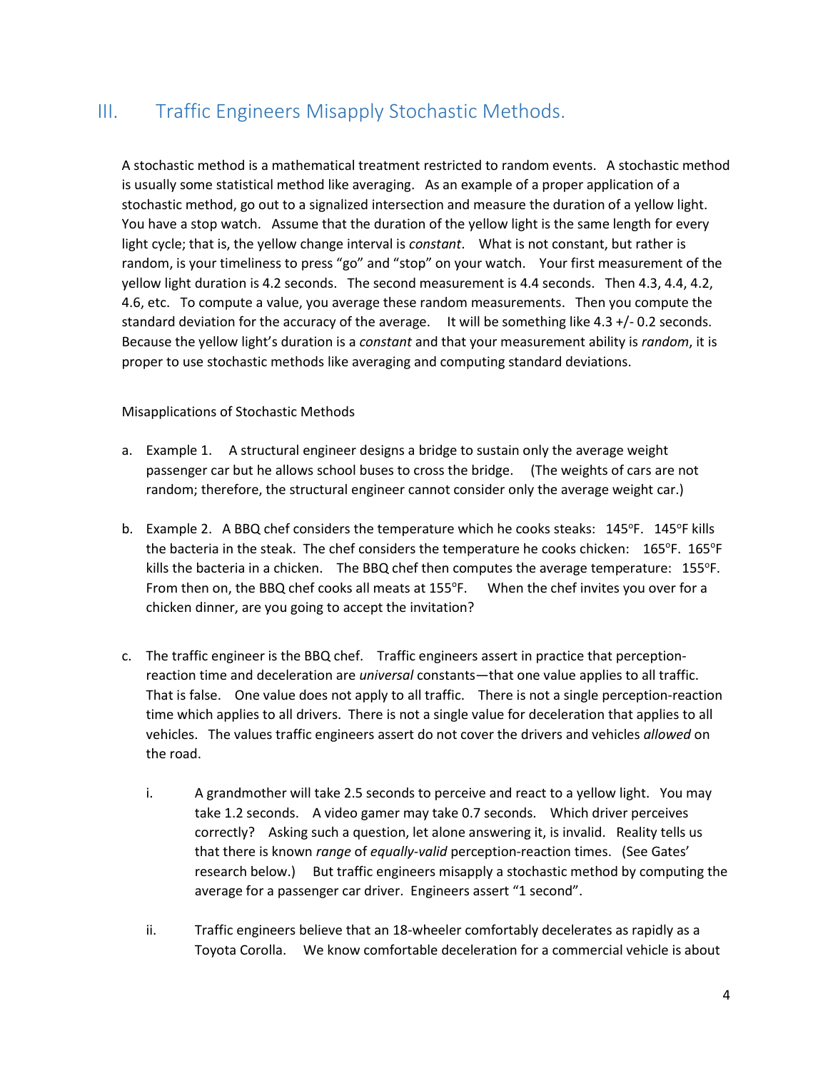## III. Traffic Engineers Misapply Stochastic Methods.

A stochastic method is a mathematical treatment restricted to random events. A stochastic method is usually some statistical method like averaging. As an example of a proper application of a stochastic method, go out to a signalized intersection and measure the duration of a yellow light. You have a stop watch. Assume that the duration of the yellow light is the same length for every light cycle; that is, the yellow change interval is *constant*. What is not constant, but rather is random, is your timeliness to press "go" and "stop" on your watch. Your first measurement of the yellow light duration is 4.2 seconds. The second measurement is 4.4 seconds. Then 4.3, 4.4, 4.2, 4.6, etc. To compute a value, you average these random measurements. Then you compute the standard deviation for the accuracy of the average. It will be something like 4.3 +/- 0.2 seconds. Because the yellow light's duration is a *constant* and that your measurement ability is *random*, it is proper to use stochastic methods like averaging and computing standard deviations.

Misapplications of Stochastic Methods

a. Example 1. A structural engineer designs a bridge to sustain only the average weight passenger car but he allows school buses to cross the bridge. (The weights of cars are not random; therefore, the structural engineer cannot consider only the average weight car.)

b. Example 2. A BBQ chef considers the temperature which he cooks steaks: 145°F. 145°F kills the bacteria in the steak. The chef considers the temperature he cooks chicken: 165°F. 165°F kills the bacteria in a chicken. The BBQ chef then computes the average temperature: 155°F. From then on, the BBQ chef cooks all meats at 155°F. When the chef invites you over for a chicken dinner, are you going to accept the invitation?

c. The traffic engineer is the BBQ chef. Traffic engineers assert in practice that perception-reaction time and deceleration are *universal* constants—that one value applies to all traffic. That is false. One value does not apply to all traffic. There is not a single perception-reaction time which applies to all drivers. There is not a single value for deceleration that applies to all vehicles. The values traffic engineers assert do not cover the drivers and vehicles *allowed* on the road.

   i. A grandmother will take 2.5 seconds to perceive and react to a yellow light. You may take 1.2 seconds. A video gamer may take 0.7 seconds. Which driver perceives correctly? Asking such a question, let alone answering it, is invalid. Reality tells us that there is known *range* of *equally-valid* perception-reaction times. (See Gates' research below.) But traffic engineers misapply a stochastic method by computing the average for a passenger car driver. Engineers assert "1 second".

   ii. Traffic engineers believe that an 18-wheeler comfortably decelerates as rapidly as a Toyota Corolla. We know comfortable deceleration for a commercial vehicle is about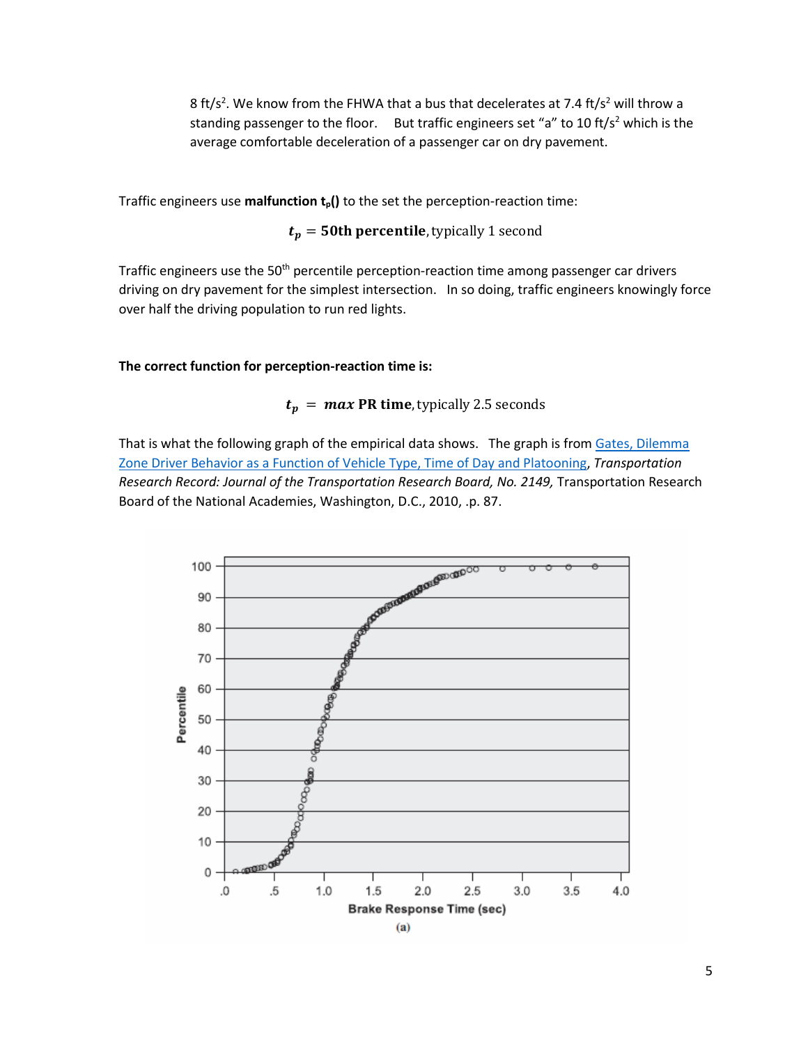8 ft/s$^2$. We know from the FHWA that a bus that decelerates at 7.4 ft/s$^2$ will throw a standing passenger to the floor. But traffic engineers set "a" to 10 ft/s$^2$ which is the average comfortable deceleration of a passenger car on dry pavement.

Traffic engineers use **malfunction $t_p$()** to the set the perception-reaction time:

$$t_p = \textbf{50th percentile}, \text{typically 1 second}$$

Traffic engineers use the 50th percentile perception-reaction time among passenger car drivers driving on dry pavement for the simplest intersection. In so doing, traffic engineers knowingly force over half the driving population to run red lights.

**The correct function for perception-reaction time is:**

$$t_p = \boldsymbol{max} \textbf{ PR time}, \text{typically 2.5 seconds}$$

That is what the following graph of the empirical data shows. The graph is from [Gates, Dilemma Zone Driver Behavior as a Function of Vehicle Type, Time of Day and Platooning](), *Transportation Research Record: Journal of the Transportation Research Board, No. 2149,* Transportation Research Board of the National Academies, Washington, D.C., 2010, .p. 87.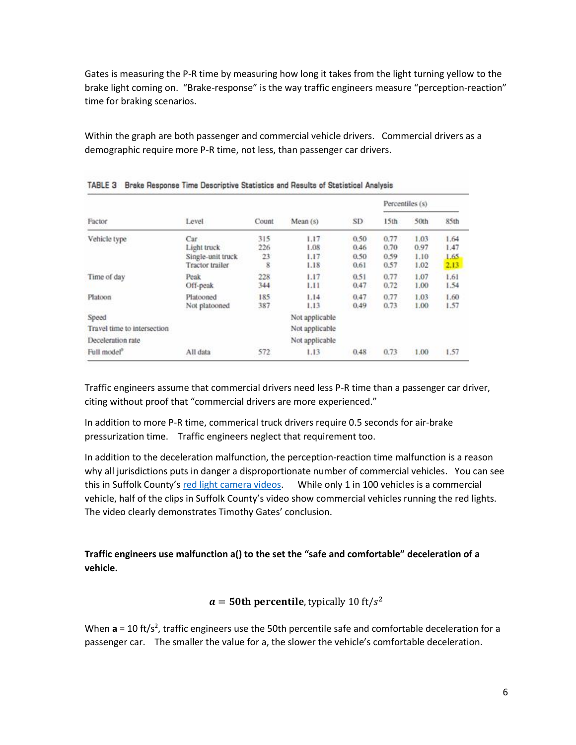Gates is measuring the P-R time by measuring how long it takes from the light turning yellow to the brake light coming on. "Brake-response" is the way traffic engineers measure "perception-reaction" time for braking scenarios.

Within the graph are both passenger and commercial vehicle drivers. Commercial drivers as a demographic require more P-R time, not less, than passenger car drivers.

TABLE 3 Brake Response Time Descriptive Statistics and Results of Statistical Analysis

| Factor | Level | Count | Mean (s) | SD | Percentiles (s) | | |
|---|---|---|---|---|---|---|---|
| | | | | | 15th | 50th | 85th |
| Vehicle type | Car | 315 | 1.17 | 0.50 | 0.77 | 1.03 | 1.64 |
| | Light truck | 226 | 1.08 | 0.46 | 0.70 | 0.97 | 1.47 |
| | Single-unit truck | 23 | 1.17 | 0.50 | 0.59 | 1.10 | 1.65 |
| | Tractor trailer | 8 | 1.18 | 0.61 | 0.57 | 1.02 | 2.13 |
| Time of day | Peak | 228 | 1.17 | 0.51 | 0.77 | 1.07 | 1.61 |
| | Off-peak | 344 | 1.11 | 0.47 | 0.72 | 1.00 | 1.54 |
| Platoon | Platooned | 185 | 1.14 | 0.47 | 0.77 | 1.03 | 1.60 |
| | Not platooned | 387 | 1.13 | 0.49 | 0.73 | 1.00 | 1.57 |
| Speed | | | Not applicable | | | | |
| Travel time to intersection | | | Not applicable | | | | |
| Deceleration rate | | | Not applicable | | | | |
| Full model[a] | All data | 572 | 1.13 | 0.48 | 0.73 | 1.00 | 1.57 |

Traffic engineers assume that commercial drivers need less P-R time than a passenger car driver, citing without proof that "commercial drivers are more experienced."

In addition to more P-R time, commerical truck drivers require 0.5 seconds for air-brake pressurization time. Traffic engineers neglect that requirement too.

In addition to the deceleration malfunction, the perception-reaction time malfunction is a reason why all jurisdictions puts in danger a disproportionate number of commercial vehicles. You can see this in Suffolk County's red light camera videos. While only 1 in 100 vehicles is a commercial vehicle, half of the clips in Suffolk County's video show commercial vehicles running the red lights. The video clearly demonstrates Timothy Gates' conclusion.

**Traffic engineers use malfunction a() to the set the "safe and comfortable" deceleration of a vehicle.**

$$\boldsymbol{a} = \textbf{50th percentile}, \text{typically } 10 \text{ ft}/s^2$$

When **a** = 10 ft/s$^2$, traffic engineers use the 50th percentile safe and comfortable deceleration for a passenger car. The smaller the value for a, the slower the vehicle's comfortable deceleration.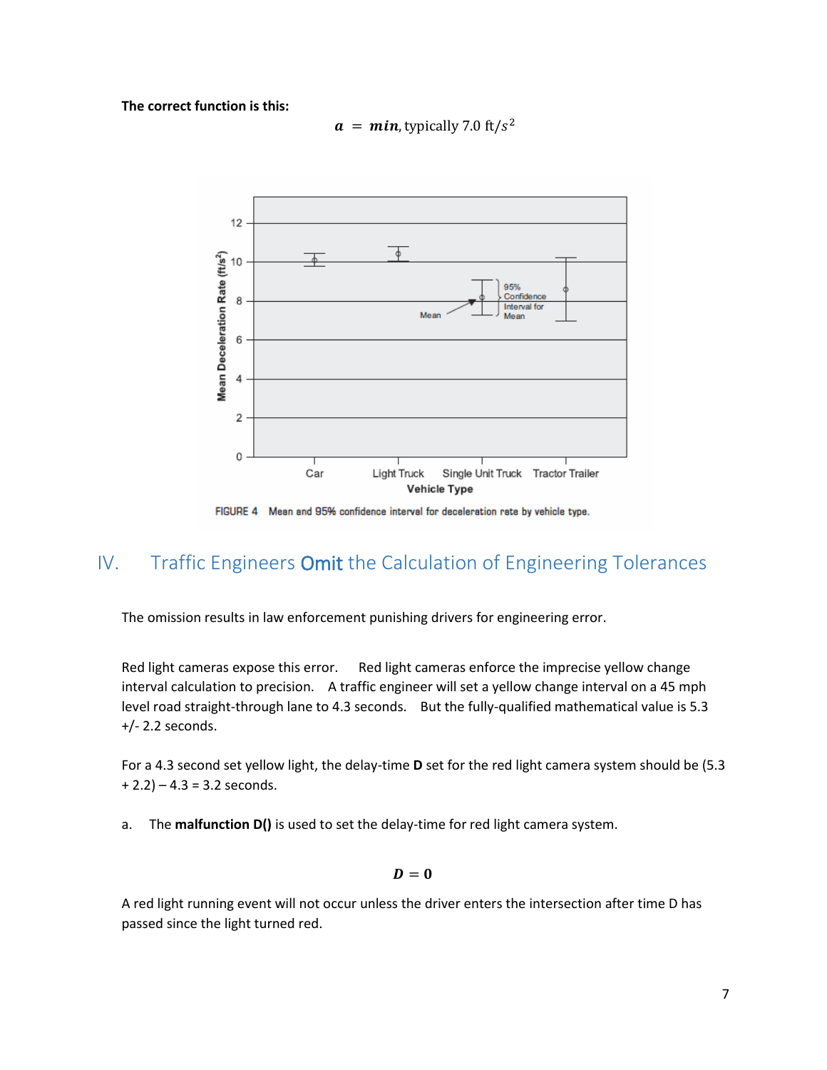**The correct function is this:**

$$a = \boldsymbol{min}, \text{typically } 7.0 \text{ ft}/s^2$$

FIGURE 4 Mean and 95% confidence interval for deceleration rate by vehicle type.

## IV. Traffic Engineers **Omit** the Calculation of Engineering Tolerances

The omission results in law enforcement punishing drivers for engineering error.

Red light cameras expose this error. Red light cameras enforce the imprecise yellow change interval calculation to precision. A traffic engineer will set a yellow change interval on a 45 mph level road straight-through lane to 4.3 seconds. But the fully-qualified mathematical value is 5.3 +/- 2.2 seconds.

For a 4.3 second set yellow light, the delay-time **D** set for the red light camera system should be (5.3 + 2.2) – 4.3 = 3.2 seconds.

a. The **malfunction D()** is used to set the delay-time for red light camera system.

$$\boldsymbol{D} = \boldsymbol{0}$$

A red light running event will not occur unless the driver enters the intersection after time D has passed since the light turned red.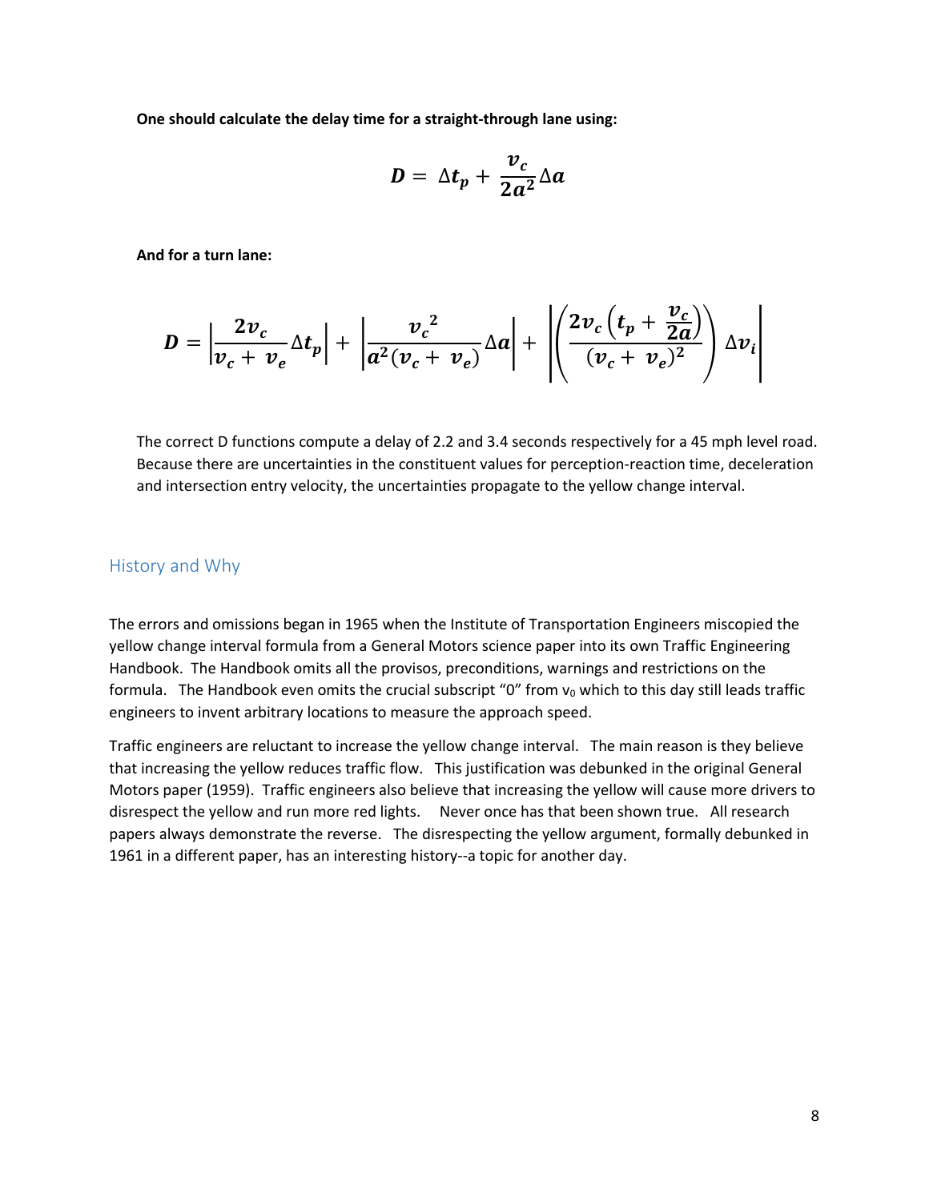**One should calculate the delay time for a straight-through lane using:**

$$D = \Delta t_p + \frac{v_c}{2a^2}\Delta a$$

**And for a turn lane:**

$$D = \left|\frac{2v_c}{v_c + v_e}\Delta t_p\right| + \left|\frac{{v_c}^2}{a^2(v_c + v_e)}\Delta a\right| + \left|\left(\frac{2v_c\left(t_p + \frac{v_c}{2a}\right)}{(v_c + v_e)^2}\right)\Delta v_i\right|$$

The correct D functions compute a delay of 2.2 and 3.4 seconds respectively for a 45 mph level road. Because there are uncertainties in the constituent values for perception-reaction time, deceleration and intersection entry velocity, the uncertainties propagate to the yellow change interval.

## History and Why

The errors and omissions began in 1965 when the Institute of Transportation Engineers miscopied the yellow change interval formula from a General Motors science paper into its own Traffic Engineering Handbook. The Handbook omits all the provisos, preconditions, warnings and restrictions on the formula. The Handbook even omits the crucial subscript "0" from $v_0$ which to this day still leads traffic engineers to invent arbitrary locations to measure the approach speed.

Traffic engineers are reluctant to increase the yellow change interval. The main reason is they believe that increasing the yellow reduces traffic flow. This justification was debunked in the original General Motors paper (1959). Traffic engineers also believe that increasing the yellow will cause more drivers to disrespect the yellow and run more red lights. Never once has that been shown true. All research papers always demonstrate the reverse. The disrespecting the yellow argument, formally debunked in 1961 in a different paper, has an interesting history--a topic for another day.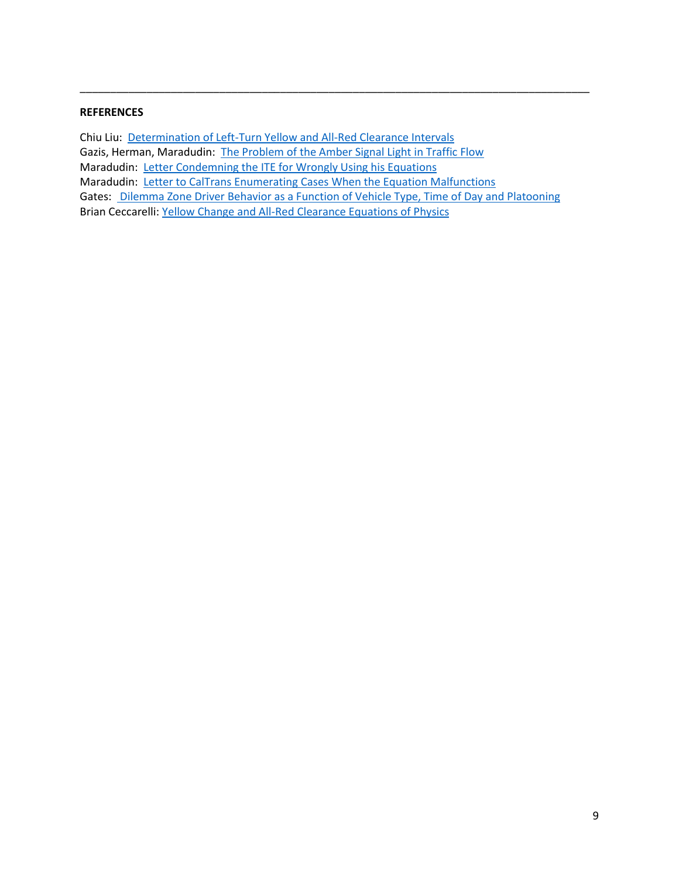---

**REFERENCES**

Chiu Liu: Determination of Left-Turn Yellow and All-Red Clearance Intervals
Gazis, Herman, Maradudin: The Problem of the Amber Signal Light in Traffic Flow
Maradudin: Letter Condemning the ITE for Wrongly Using his Equations
Maradudin: Letter to CalTrans Enumerating Cases When the Equation Malfunctions
Gates: Dilemma Zone Driver Behavior as a Function of Vehicle Type, Time of Day and Platooning
Brian Ceccarelli: Yellow Change and All-Red Clearance Equations of Physics